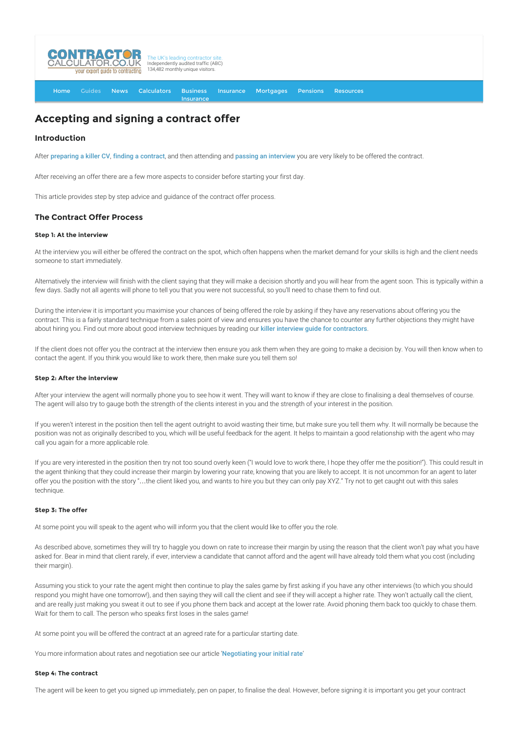# Accepting and signing a contract offer

## Introduction

After preparing a killer CV, finding a contract, and then attending and passing an interview you are very likely to be offered the contract.

After receiving an offer there are a few more aspects to consider before starting your first day.

This article provides step by step advice and guidance of the contract offer process.

## The Contract Offer Process

#### Step 1: At the interview

At the interview you will either be offered the contract on the spot, which often happens when the market demand for your skills is high and the client needs someone to start immediately.

Alternatively the interview will finish with the client saying that they will make a decision shortly and you will hear from the agent soon. This is typically within a few days. Sadly not all agents will phone to tell you that you were not successful, so you'll need to chase them to find out.

During the interview it is important you maximise your chances of being offered the role by asking if they have any reservations about offering you the contract. This is a fairly standard technique from a sales point of view and ensures you have the chance to counter any further objections they might have about hiring you. Find out more about good interview techniques by reading our killer interview guide for contractors.

If the client does not offer you the contract at the interview then ensure you ask them when they are going to make a decision by. You will then know when to contact the agent. If you think you would like to work there, then make sure you tell them so!

#### Step 2: After the interview

After your interview the agent will normally phone you to see how it went. They will want to know if they are close to finalising a deal themselves of course. The agent will also try to gauge both the strength of the clients interest in you and the strength of your interest in the position.

If you weren't interest in the position then tell the agent outright to avoid wasting their time, but make sure you tell them why. It will normally be because the position was not as originally described to you, which will be useful feedback for the agent. It helps to maintain a good relationship with the agent who may call you again for a more applicable role.

If you are very interested in the position then try not too sound overly keen ("I would love to work there, I hope they offer me the position!"). This could result in the agent thinking that they could increase their margin by lowering your rate, knowing that you are likely to accept. It is not uncommon for an agent to later offer you the position with the story "...the client liked you, and wants to hire you but they can only pay XYZ." Try not to get caught out with this sales technique.

#### Step 3: The offer

At some point you will speak to the agent who will inform you that the client would like to offer you the role.

As described above, sometimes they will try to haggle you down on rate to increase their margin by using the reason that the client won't pay what you have asked for. Bear in mind that client rarely, if ever, interview a candidate that cannot afford and the agent will have already told them what you cost (including their margin).

Assuming you stick to your rate the agent might then continue to play the sales game by first asking if you have any other interviews (to which you should respond you might have one tomorrow!), and then saying they will call the client and see if they will accept a higher rate. They won't actually call the client, and are really just making you sweat it out to see if you phone them back and accept at the lower rate. Avoid phoning them back too quickly to chase them. Wait for them to call. The person who speaks first loses in the sales game!

At some point you will be offered the contract at an agreed rate for a particular starting date.

You more information about rates and negotiation see our article 'Negotiating your initial rate'

#### Step 4: The contract

The agent will be keen to get you signed up immediately, pen on paper, to finalise the deal. However, before signing it is important you get your contract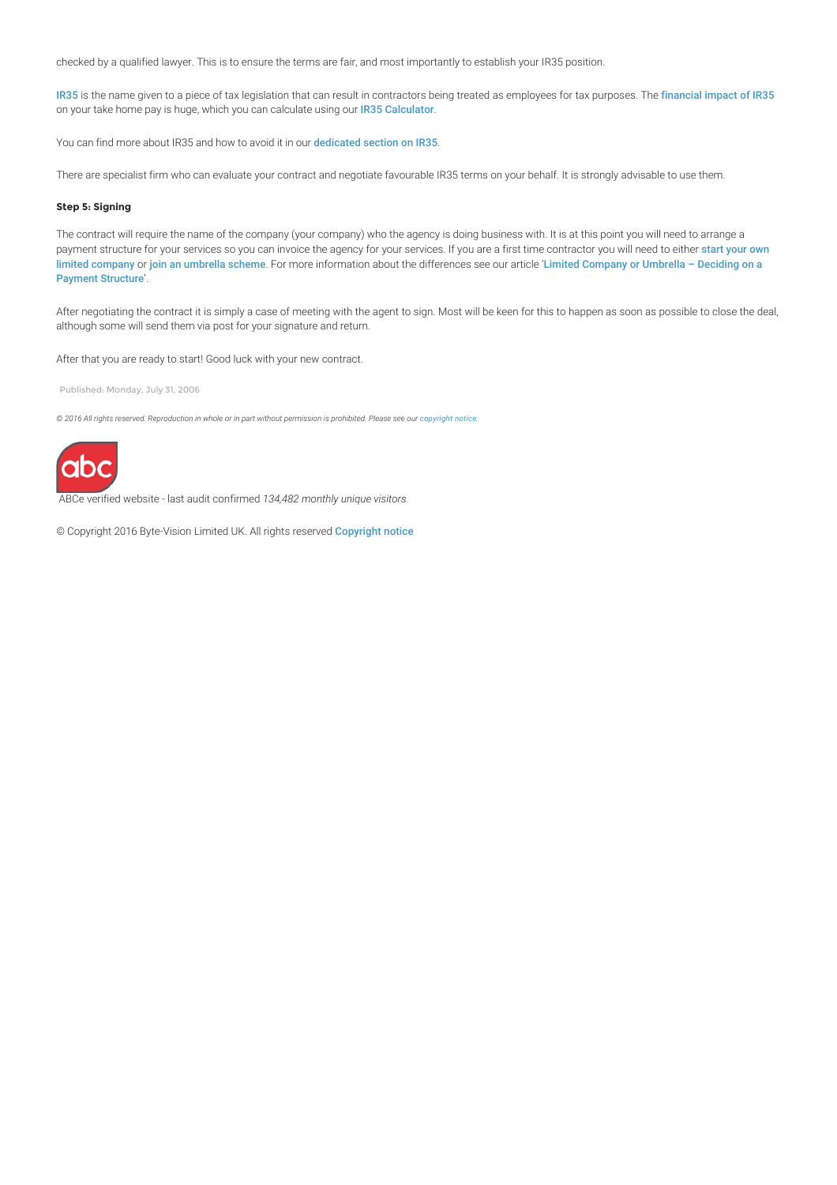checked by a qualified lawyer. This is to ensure the terms are fair, and most importantly to establish your IR35 position.

IR35 is the name given to a piece of tax legislation that can result in contractors being treated as employees for tax purposes. The financial impact of IR35 on your take home pay is huge, which you can calculate using our IR35 Calculator.

You can find more about IR35 and how to avoid it in our dedicated section on IR35.

There are specialist firm who can evaluate your contract and negotiate favourable IR35 terms on your behalf. It is strongly advisable to use them.

**Step 5: Signing**

The contract will require the name of the company (your company) who the agency is doing business with. It is at this point you will need to arrange a payment structure for your services so you can invoice the agency for your services. If you are a first time contractor you will need to either start your own limited company or join an umbrella scheme. For more information about the differences see our article 'Limited Company or Umbrella – Deciding on a Payment Structure'.

After negotiating the contract it is simply a case of meeting with the agent to sign. Most will be keen for this to happen as soon as possible to close the deal, although some will send them via post for your signature and return.

After that you are ready to start! Good luck with your new contract.

Published: Monday, July 31, 2006

*© 2016 All rights reserved. Reproduction in whole or in part without permission is prohibited. Please see our copyright notice.*

abc

ABCe verified website - last audit confirmed *134,482 monthly unique visitors*

© Copyright 2016 Byte-Vision Limited UK. All rights reserved Copyright notice